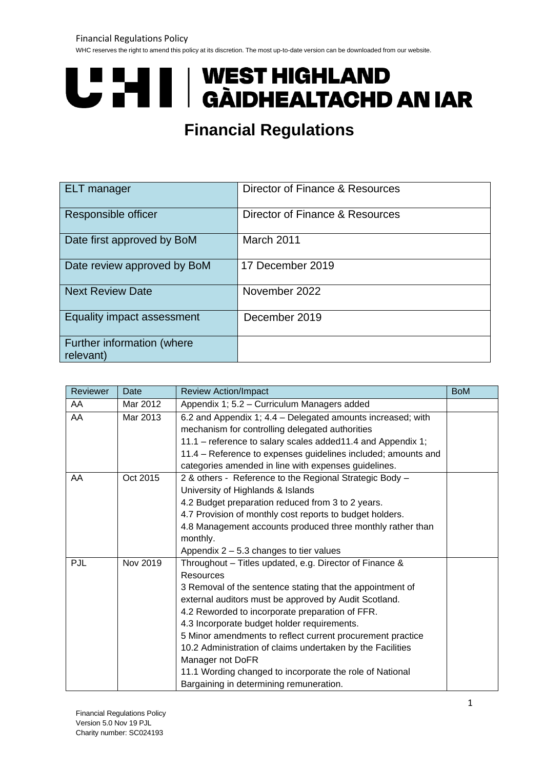WHC reserves the right to amend this policy at its discretion. The most up-to-date version can be downloaded from our website.

UHI | WEST HIGHLAND
GÀIDHEALTACHD AN IAR

# Financial Regulations

| ELT manager | Director of Finance & Resources |
|---|---|
| Responsible officer | Director of Finance & Resources |
| Date first approved by BoM | March 2011 |
| Date review approved by BoM | 17 December 2019 |
| Next Review Date | November 2022 |
| Equality impact assessment | December 2019 |
| Further information (where relevant) | |

| Reviewer | Date | Review Action/Impact | BoM |
|---|---|---|---|
| AA | Mar 2012 | Appendix 1; 5.2 – Curriculum Managers added | |
| AA | Mar 2013 | 6.2 and Appendix 1; 4.4 – Delegated amounts increased; with mechanism for controlling delegated authorities<br>11.1 – reference to salary scales added11.4 and Appendix 1;<br>11.4 – Reference to expenses guidelines included; amounts and categories amended in line with expenses guidelines. | |
| AA | Oct 2015 | 2 & others - Reference to the Regional Strategic Body – University of Highlands & Islands<br>4.2 Budget preparation reduced from 3 to 2 years.<br>4.7 Provision of monthly cost reports to budget holders.<br>4.8 Management accounts produced three monthly rather than monthly.<br>Appendix 2 – 5.3 changes to tier values | |
| PJL | Nov 2019 | Throughout – Titles updated, e.g. Director of Finance & Resources<br>3 Removal of the sentence stating that the appointment of external auditors must be approved by Audit Scotland.<br>4.2 Reworded to incorporate preparation of FFR.<br>4.3 Incorporate budget holder requirements.<br>5 Minor amendments to reflect current procurement practice<br>10.2 Administration of claims undertaken by the Facilities Manager not DoFR<br>11.1 Wording changed to incorporate the role of National Bargaining in determining remuneration. | |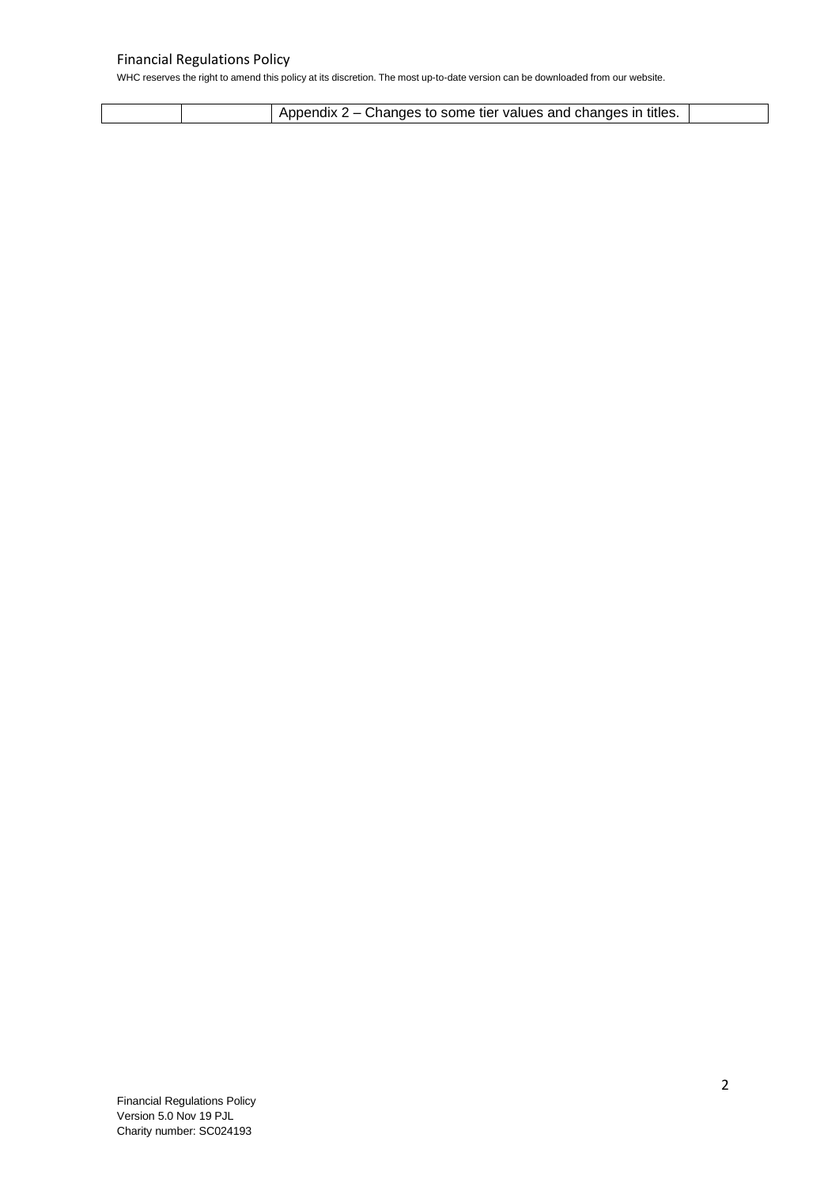|  |  | Appendix 2 – Changes to some tier values and changes in titles. |  |
|---|---|---|---|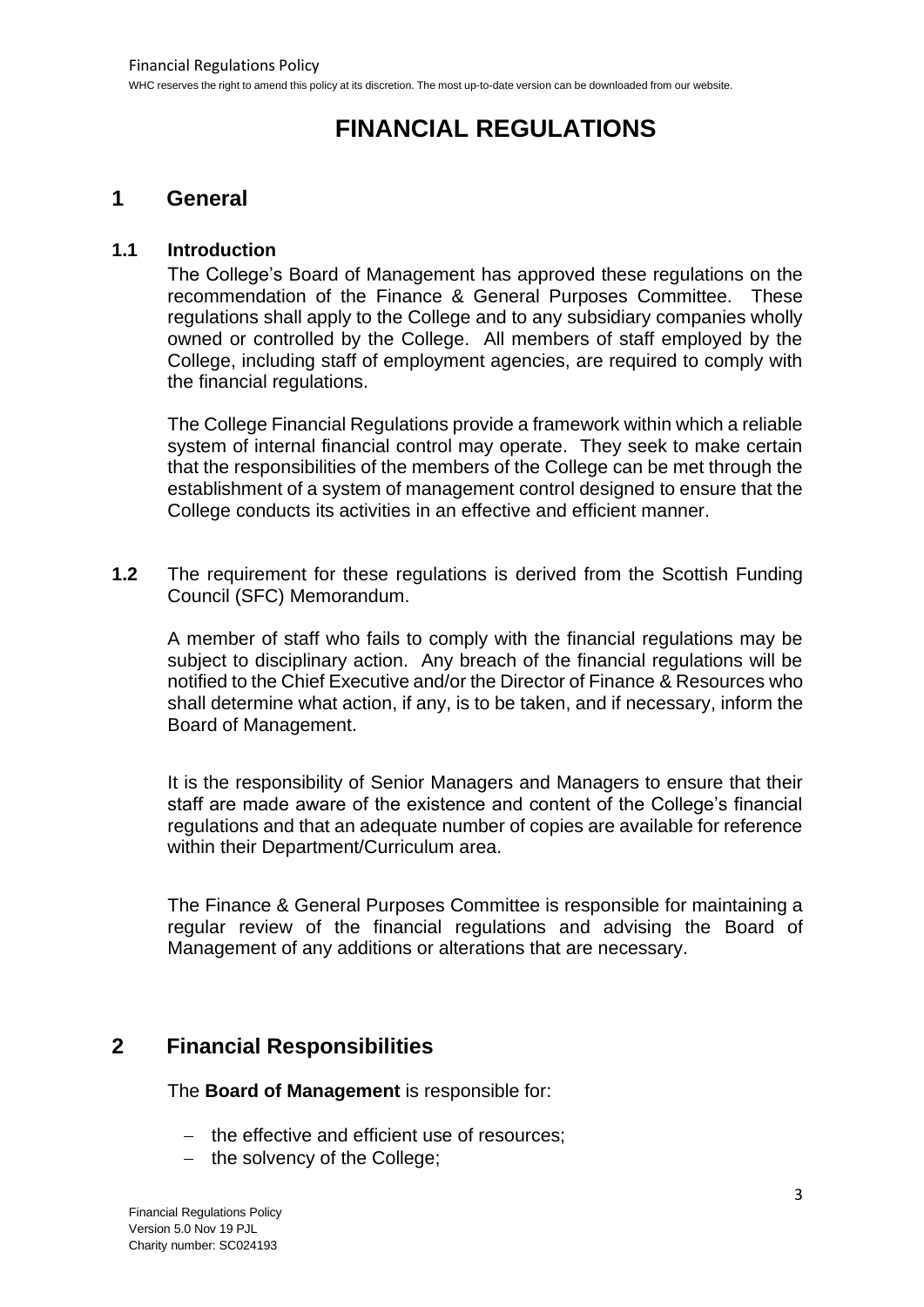# FINANCIAL REGULATIONS

## 1 General

### 1.1 Introduction

The College's Board of Management has approved these regulations on the recommendation of the Finance & General Purposes Committee. These regulations shall apply to the College and to any subsidiary companies wholly owned or controlled by the College. All members of staff employed by the College, including staff of employment agencies, are required to comply with the financial regulations.

The College Financial Regulations provide a framework within which a reliable system of internal financial control may operate. They seek to make certain that the responsibilities of the members of the College can be met through the establishment of a system of management control designed to ensure that the College conducts its activities in an effective and efficient manner.

**1.2** The requirement for these regulations is derived from the Scottish Funding Council (SFC) Memorandum.

A member of staff who fails to comply with the financial regulations may be subject to disciplinary action. Any breach of the financial regulations will be notified to the Chief Executive and/or the Director of Finance & Resources who shall determine what action, if any, is to be taken, and if necessary, inform the Board of Management.

It is the responsibility of Senior Managers and Managers to ensure that their staff are made aware of the existence and content of the College's financial regulations and that an adequate number of copies are available for reference within their Department/Curriculum area.

The Finance & General Purposes Committee is responsible for maintaining a regular review of the financial regulations and advising the Board of Management of any additions or alterations that are necessary.

## 2 Financial Responsibilities

The **Board of Management** is responsible for:

- the effective and efficient use of resources;
- the solvency of the College;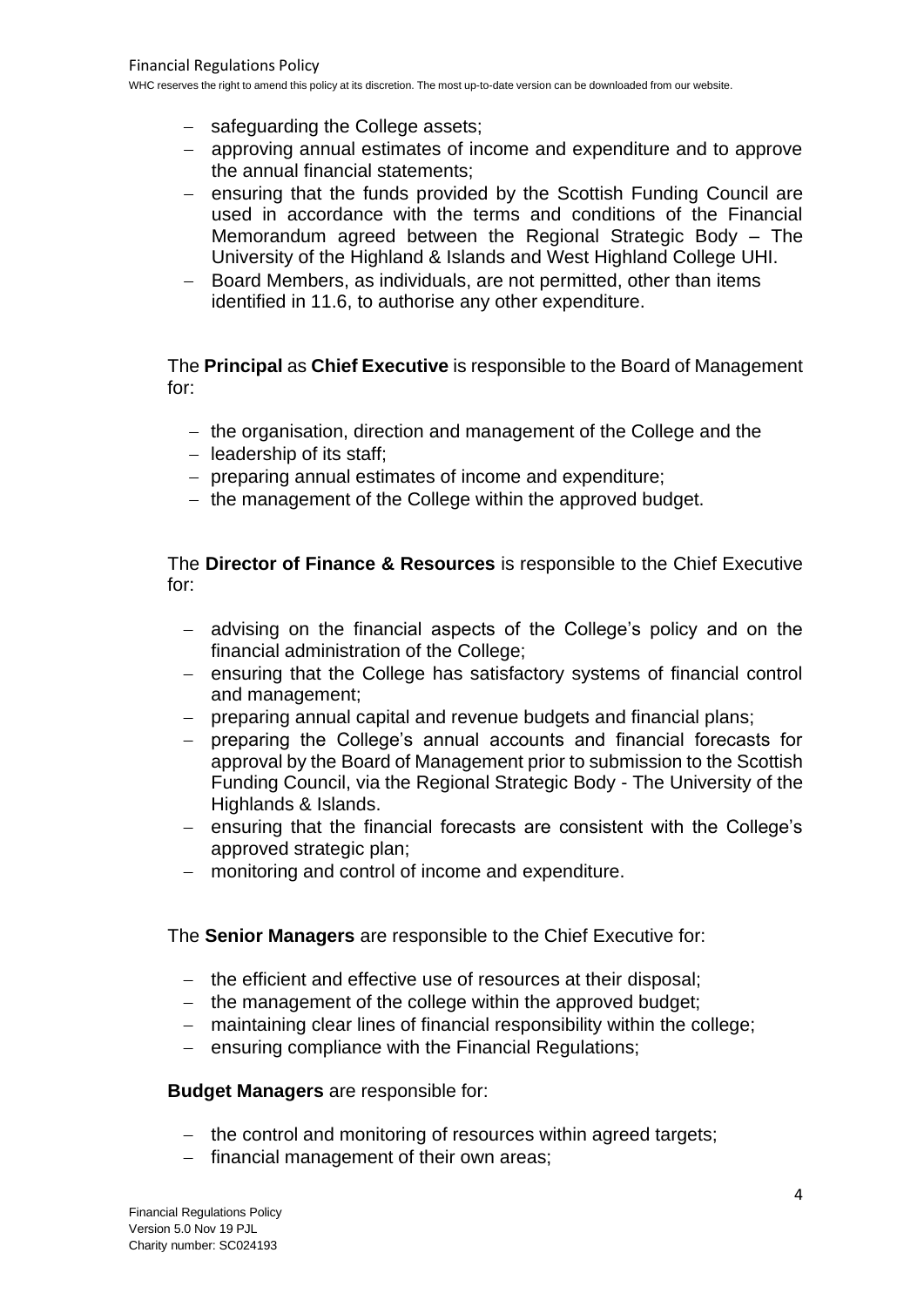- safeguarding the College assets;
- approving annual estimates of income and expenditure and to approve the annual financial statements;
- ensuring that the funds provided by the Scottish Funding Council are used in accordance with the terms and conditions of the Financial Memorandum agreed between the Regional Strategic Body – The University of the Highland & Islands and West Highland College UHI.
- Board Members, as individuals, are not permitted, other than items identified in 11.6, to authorise any other expenditure.

The **Principal** as **Chief Executive** is responsible to the Board of Management for:

- the organisation, direction and management of the College and the
- leadership of its staff;
- preparing annual estimates of income and expenditure;
- the management of the College within the approved budget.

The **Director of Finance & Resources** is responsible to the Chief Executive for:

- advising on the financial aspects of the College's policy and on the financial administration of the College;
- ensuring that the College has satisfactory systems of financial control and management;
- preparing annual capital and revenue budgets and financial plans;
- preparing the College's annual accounts and financial forecasts for approval by the Board of Management prior to submission to the Scottish Funding Council, via the Regional Strategic Body - The University of the Highlands & Islands.
- ensuring that the financial forecasts are consistent with the College's approved strategic plan;
- monitoring and control of income and expenditure.

The **Senior Managers** are responsible to the Chief Executive for:

- the efficient and effective use of resources at their disposal;
- the management of the college within the approved budget;
- maintaining clear lines of financial responsibility within the college;
- ensuring compliance with the Financial Regulations;

**Budget Managers** are responsible for:

- the control and monitoring of resources within agreed targets;
- financial management of their own areas;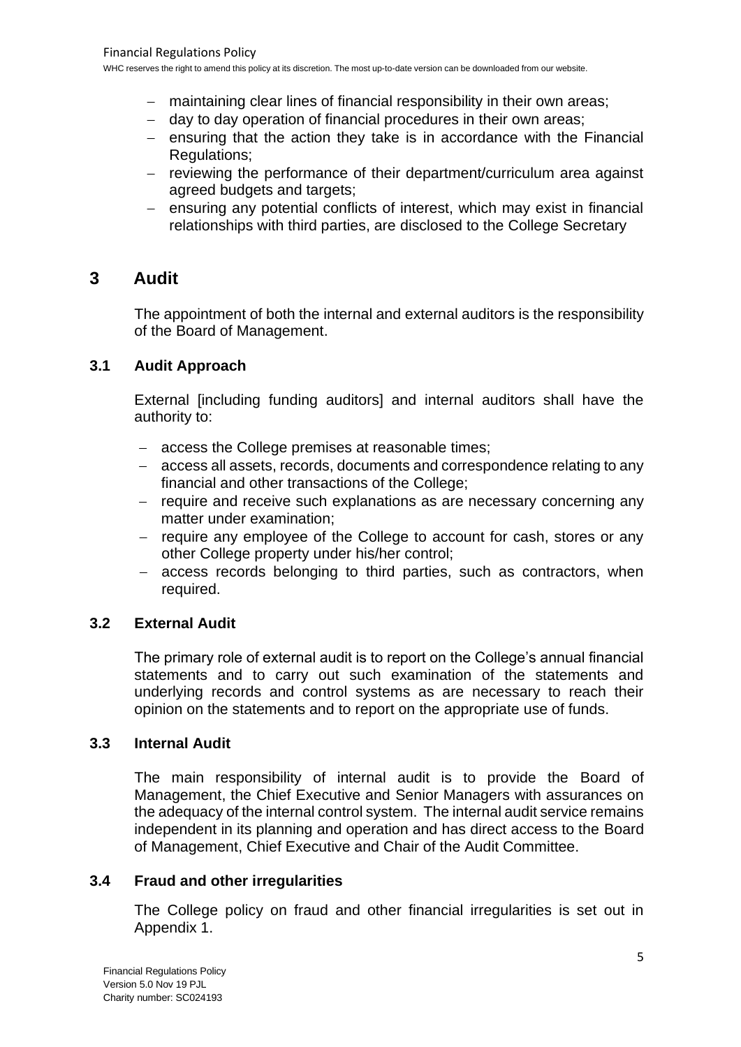- maintaining clear lines of financial responsibility in their own areas;
- day to day operation of financial procedures in their own areas;
- ensuring that the action they take is in accordance with the Financial Regulations;
- reviewing the performance of their department/curriculum area against agreed budgets and targets;
- ensuring any potential conflicts of interest, which may exist in financial relationships with third parties, are disclosed to the College Secretary

# 3 Audit

The appointment of both the internal and external auditors is the responsibility of the Board of Management.

## 3.1 Audit Approach

External [including funding auditors] and internal auditors shall have the authority to:

- access the College premises at reasonable times;
- access all assets, records, documents and correspondence relating to any financial and other transactions of the College;
- require and receive such explanations as are necessary concerning any matter under examination;
- require any employee of the College to account for cash, stores or any other College property under his/her control;
- access records belonging to third parties, such as contractors, when required.

## 3.2 External Audit

The primary role of external audit is to report on the College's annual financial statements and to carry out such examination of the statements and underlying records and control systems as are necessary to reach their opinion on the statements and to report on the appropriate use of funds.

## 3.3 Internal Audit

The main responsibility of internal audit is to provide the Board of Management, the Chief Executive and Senior Managers with assurances on the adequacy of the internal control system. The internal audit service remains independent in its planning and operation and has direct access to the Board of Management, Chief Executive and Chair of the Audit Committee.

## 3.4 Fraud and other irregularities

The College policy on fraud and other financial irregularities is set out in Appendix 1.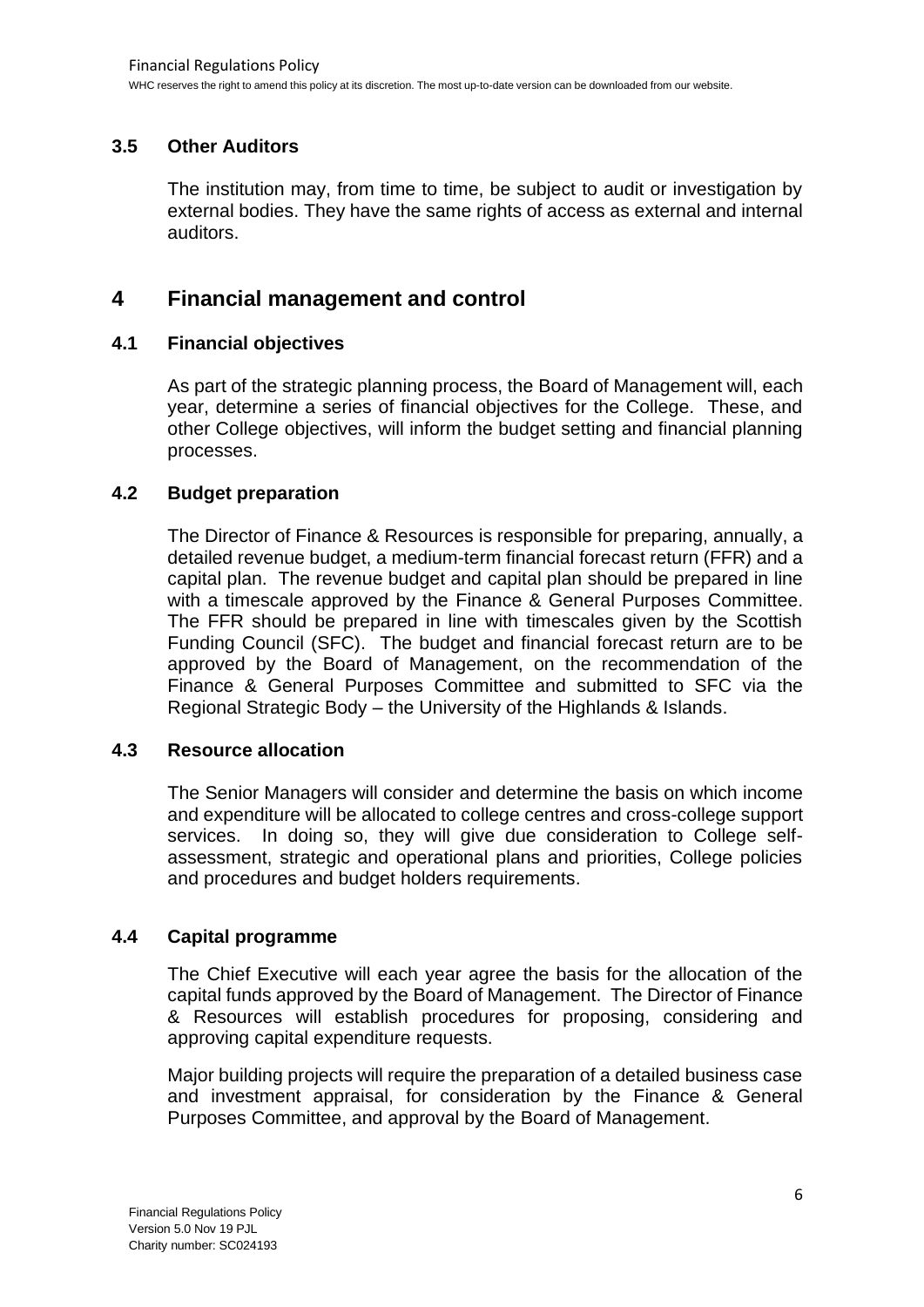### 3.5 Other Auditors

The institution may, from time to time, be subject to audit or investigation by external bodies. They have the same rights of access as external and internal auditors.

## 4 Financial management and control

### 4.1 Financial objectives

As part of the strategic planning process, the Board of Management will, each year, determine a series of financial objectives for the College. These, and other College objectives, will inform the budget setting and financial planning processes.

### 4.2 Budget preparation

The Director of Finance & Resources is responsible for preparing, annually, a detailed revenue budget, a medium-term financial forecast return (FFR) and a capital plan. The revenue budget and capital plan should be prepared in line with a timescale approved by the Finance & General Purposes Committee. The FFR should be prepared in line with timescales given by the Scottish Funding Council (SFC). The budget and financial forecast return are to be approved by the Board of Management, on the recommendation of the Finance & General Purposes Committee and submitted to SFC via the Regional Strategic Body – the University of the Highlands & Islands.

### 4.3 Resource allocation

The Senior Managers will consider and determine the basis on which income and expenditure will be allocated to college centres and cross-college support services. In doing so, they will give due consideration to College self-assessment, strategic and operational plans and priorities, College policies and procedures and budget holders requirements.

### 4.4 Capital programme

The Chief Executive will each year agree the basis for the allocation of the capital funds approved by the Board of Management. The Director of Finance & Resources will establish procedures for proposing, considering and approving capital expenditure requests.

Major building projects will require the preparation of a detailed business case and investment appraisal, for consideration by the Finance & General Purposes Committee, and approval by the Board of Management.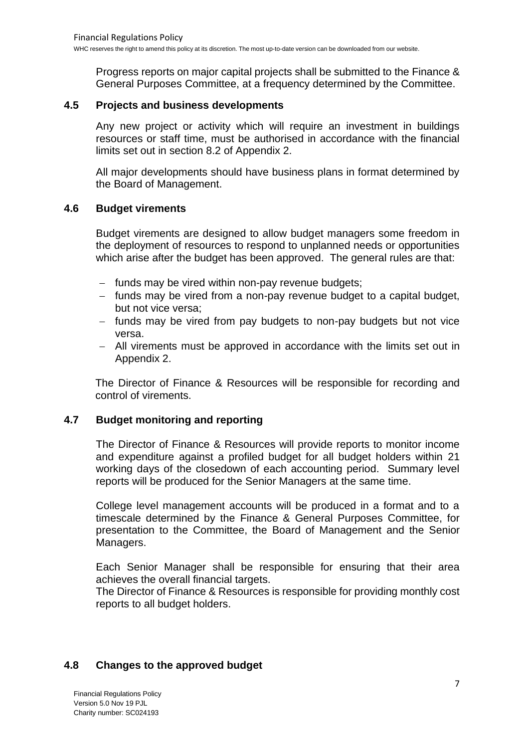Progress reports on major capital projects shall be submitted to the Finance & General Purposes Committee, at a frequency determined by the Committee.

## 4.5 Projects and business developments

Any new project or activity which will require an investment in buildings resources or staff time, must be authorised in accordance with the financial limits set out in section 8.2 of Appendix 2.

All major developments should have business plans in format determined by the Board of Management.

## 4.6 Budget virements

Budget virements are designed to allow budget managers some freedom in the deployment of resources to respond to unplanned needs or opportunities which arise after the budget has been approved. The general rules are that:

- funds may be vired within non-pay revenue budgets;
- funds may be vired from a non-pay revenue budget to a capital budget, but not vice versa;
- funds may be vired from pay budgets to non-pay budgets but not vice versa.
- All virements must be approved in accordance with the limits set out in Appendix 2.

The Director of Finance & Resources will be responsible for recording and control of virements.

## 4.7 Budget monitoring and reporting

The Director of Finance & Resources will provide reports to monitor income and expenditure against a profiled budget for all budget holders within 21 working days of the closedown of each accounting period. Summary level reports will be produced for the Senior Managers at the same time.

College level management accounts will be produced in a format and to a timescale determined by the Finance & General Purposes Committee, for presentation to the Committee, the Board of Management and the Senior Managers.

Each Senior Manager shall be responsible for ensuring that their area achieves the overall financial targets.
The Director of Finance & Resources is responsible for providing monthly cost reports to all budget holders.

## 4.8 Changes to the approved budget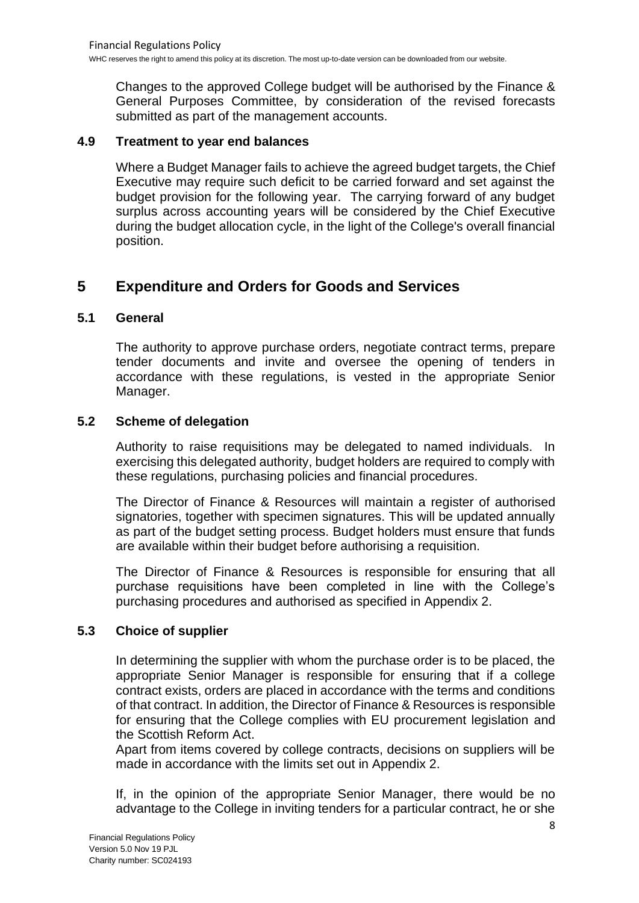Changes to the approved College budget will be authorised by the Finance & General Purposes Committee, by consideration of the revised forecasts submitted as part of the management accounts.

### 4.9 Treatment to year end balances

Where a Budget Manager fails to achieve the agreed budget targets, the Chief Executive may require such deficit to be carried forward and set against the budget provision for the following year. The carrying forward of any budget surplus across accounting years will be considered by the Chief Executive during the budget allocation cycle, in the light of the College's overall financial position.

## 5 Expenditure and Orders for Goods and Services

### 5.1 General

The authority to approve purchase orders, negotiate contract terms, prepare tender documents and invite and oversee the opening of tenders in accordance with these regulations, is vested in the appropriate Senior Manager.

### 5.2 Scheme of delegation

Authority to raise requisitions may be delegated to named individuals. In exercising this delegated authority, budget holders are required to comply with these regulations, purchasing policies and financial procedures.

The Director of Finance & Resources will maintain a register of authorised signatories, together with specimen signatures. This will be updated annually as part of the budget setting process. Budget holders must ensure that funds are available within their budget before authorising a requisition.

The Director of Finance & Resources is responsible for ensuring that all purchase requisitions have been completed in line with the College's purchasing procedures and authorised as specified in Appendix 2.

### 5.3 Choice of supplier

In determining the supplier with whom the purchase order is to be placed, the appropriate Senior Manager is responsible for ensuring that if a college contract exists, orders are placed in accordance with the terms and conditions of that contract. In addition, the Director of Finance & Resources is responsible for ensuring that the College complies with EU procurement legislation and the Scottish Reform Act.
Apart from items covered by college contracts, decisions on suppliers will be made in accordance with the limits set out in Appendix 2.

If, in the opinion of the appropriate Senior Manager, there would be no advantage to the College in inviting tenders for a particular contract, he or she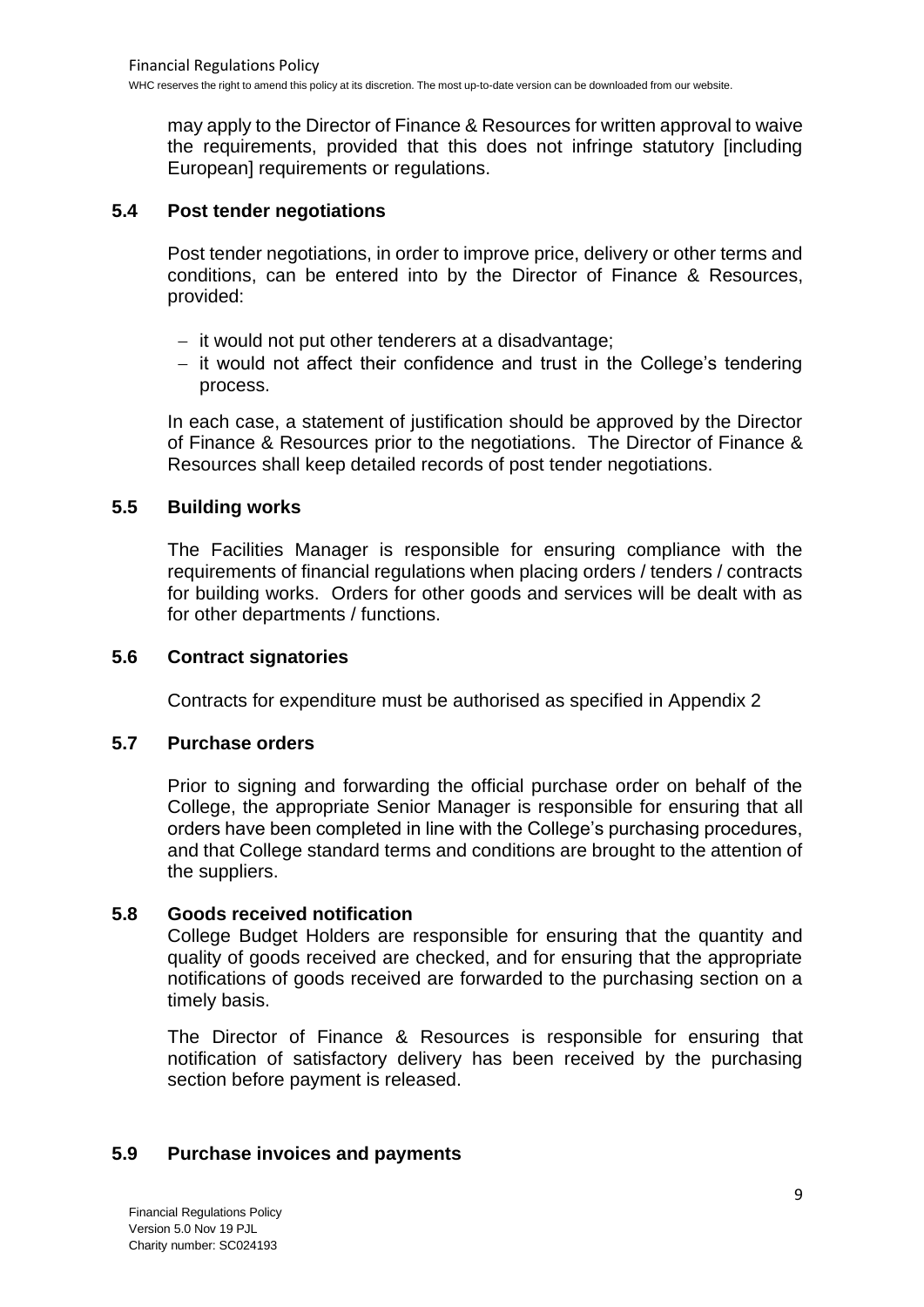may apply to the Director of Finance & Resources for written approval to waive the requirements, provided that this does not infringe statutory [including European] requirements or regulations.

### 5.4 Post tender negotiations

Post tender negotiations, in order to improve price, delivery or other terms and conditions, can be entered into by the Director of Finance & Resources, provided:

- it would not put other tenderers at a disadvantage;
- it would not affect their confidence and trust in the College's tendering process.

In each case, a statement of justification should be approved by the Director of Finance & Resources prior to the negotiations. The Director of Finance & Resources shall keep detailed records of post tender negotiations.

### 5.5 Building works

The Facilities Manager is responsible for ensuring compliance with the requirements of financial regulations when placing orders / tenders / contracts for building works. Orders for other goods and services will be dealt with as for other departments / functions.

### 5.6 Contract signatories

Contracts for expenditure must be authorised as specified in Appendix 2

### 5.7 Purchase orders

Prior to signing and forwarding the official purchase order on behalf of the College, the appropriate Senior Manager is responsible for ensuring that all orders have been completed in line with the College's purchasing procedures, and that College standard terms and conditions are brought to the attention of the suppliers.

### 5.8 Goods received notification

College Budget Holders are responsible for ensuring that the quantity and quality of goods received are checked, and for ensuring that the appropriate notifications of goods received are forwarded to the purchasing section on a timely basis.

The Director of Finance & Resources is responsible for ensuring that notification of satisfactory delivery has been received by the purchasing section before payment is released.

### 5.9 Purchase invoices and payments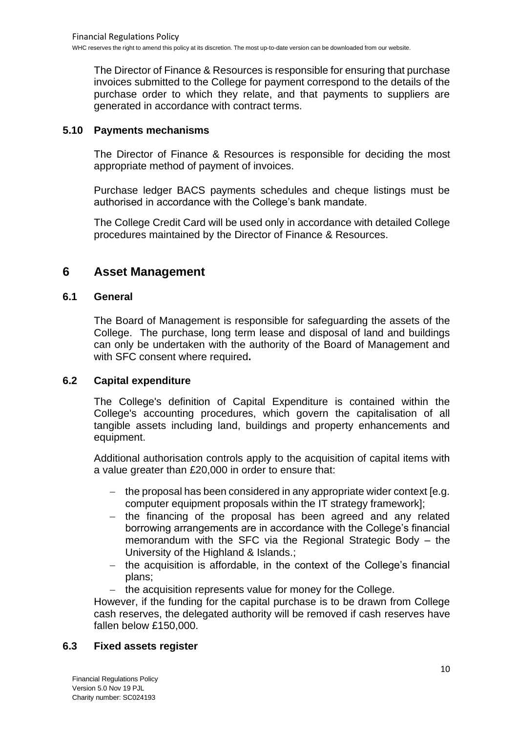The Director of Finance & Resources is responsible for ensuring that purchase invoices submitted to the College for payment correspond to the details of the purchase order to which they relate, and that payments to suppliers are generated in accordance with contract terms.

### 5.10 Payments mechanisms

The Director of Finance & Resources is responsible for deciding the most appropriate method of payment of invoices.

Purchase ledger BACS payments schedules and cheque listings must be authorised in accordance with the College's bank mandate.

The College Credit Card will be used only in accordance with detailed College procedures maintained by the Director of Finance & Resources.

## 6 Asset Management

### 6.1 General

The Board of Management is responsible for safeguarding the assets of the College. The purchase, long term lease and disposal of land and buildings can only be undertaken with the authority of the Board of Management and with SFC consent where required**.**

### 6.2 Capital expenditure

The College's definition of Capital Expenditure is contained within the College's accounting procedures, which govern the capitalisation of all tangible assets including land, buildings and property enhancements and equipment.

Additional authorisation controls apply to the acquisition of capital items with a value greater than £20,000 in order to ensure that:

- the proposal has been considered in any appropriate wider context [e.g. computer equipment proposals within the IT strategy framework];
- the financing of the proposal has been agreed and any related borrowing arrangements are in accordance with the College's financial memorandum with the SFC via the Regional Strategic Body – the University of the Highland & Islands.;
- the acquisition is affordable, in the context of the College's financial plans;
- the acquisition represents value for money for the College.

However, if the funding for the capital purchase is to be drawn from College cash reserves, the delegated authority will be removed if cash reserves have fallen below £150,000.

### 6.3 Fixed assets register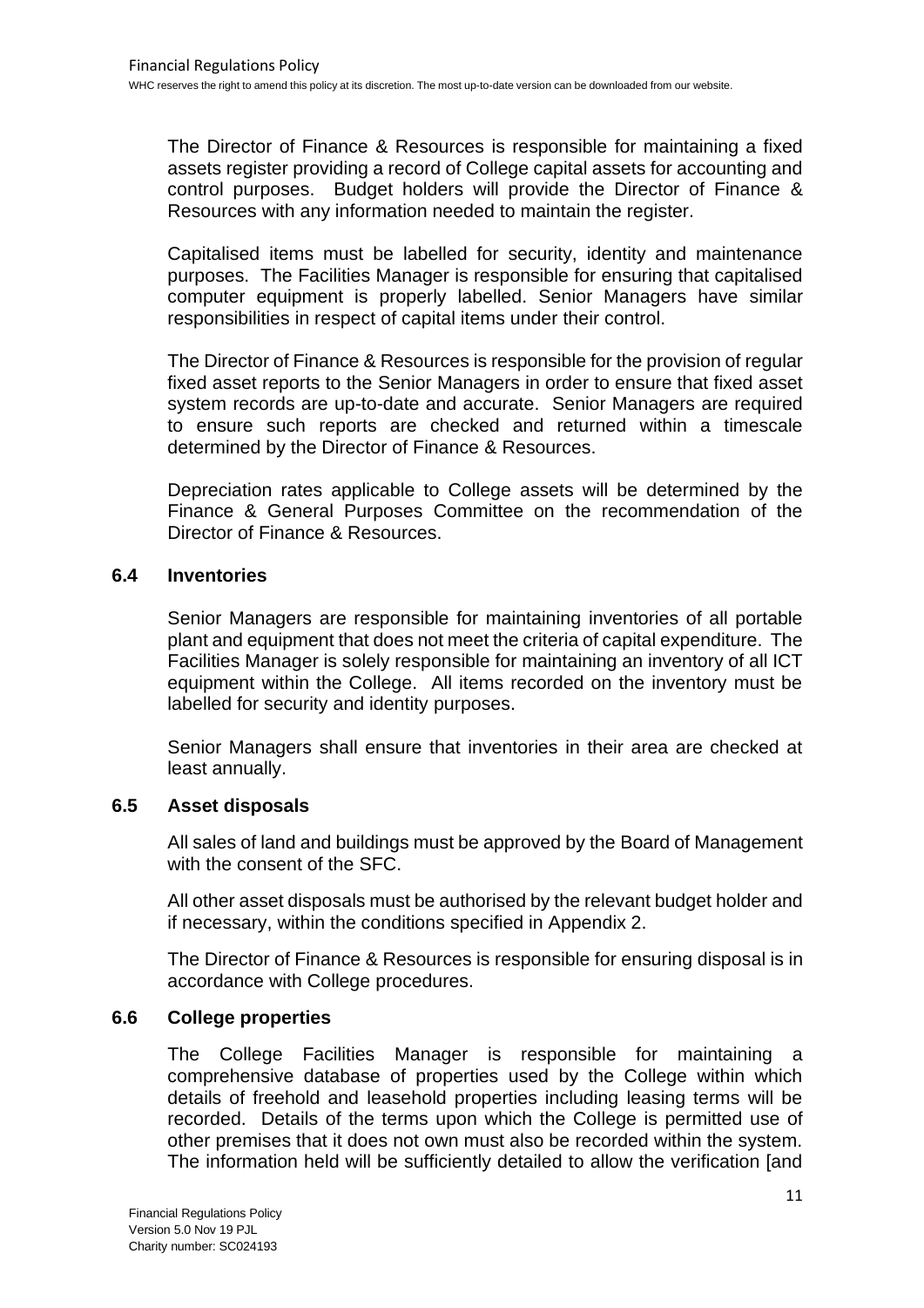The Director of Finance & Resources is responsible for maintaining a fixed assets register providing a record of College capital assets for accounting and control purposes. Budget holders will provide the Director of Finance & Resources with any information needed to maintain the register.

Capitalised items must be labelled for security, identity and maintenance purposes. The Facilities Manager is responsible for ensuring that capitalised computer equipment is properly labelled. Senior Managers have similar responsibilities in respect of capital items under their control.

The Director of Finance & Resources is responsible for the provision of regular fixed asset reports to the Senior Managers in order to ensure that fixed asset system records are up-to-date and accurate. Senior Managers are required to ensure such reports are checked and returned within a timescale determined by the Director of Finance & Resources.

Depreciation rates applicable to College assets will be determined by the Finance & General Purposes Committee on the recommendation of the Director of Finance & Resources.

### 6.4 Inventories

Senior Managers are responsible for maintaining inventories of all portable plant and equipment that does not meet the criteria of capital expenditure. The Facilities Manager is solely responsible for maintaining an inventory of all ICT equipment within the College. All items recorded on the inventory must be labelled for security and identity purposes.

Senior Managers shall ensure that inventories in their area are checked at least annually.

### 6.5 Asset disposals

All sales of land and buildings must be approved by the Board of Management with the consent of the SFC.

All other asset disposals must be authorised by the relevant budget holder and if necessary, within the conditions specified in Appendix 2.

The Director of Finance & Resources is responsible for ensuring disposal is in accordance with College procedures.

### 6.6 College properties

The College Facilities Manager is responsible for maintaining a comprehensive database of properties used by the College within which details of freehold and leasehold properties including leasing terms will be recorded. Details of the terms upon which the College is permitted use of other premises that it does not own must also be recorded within the system. The information held will be sufficiently detailed to allow the verification [and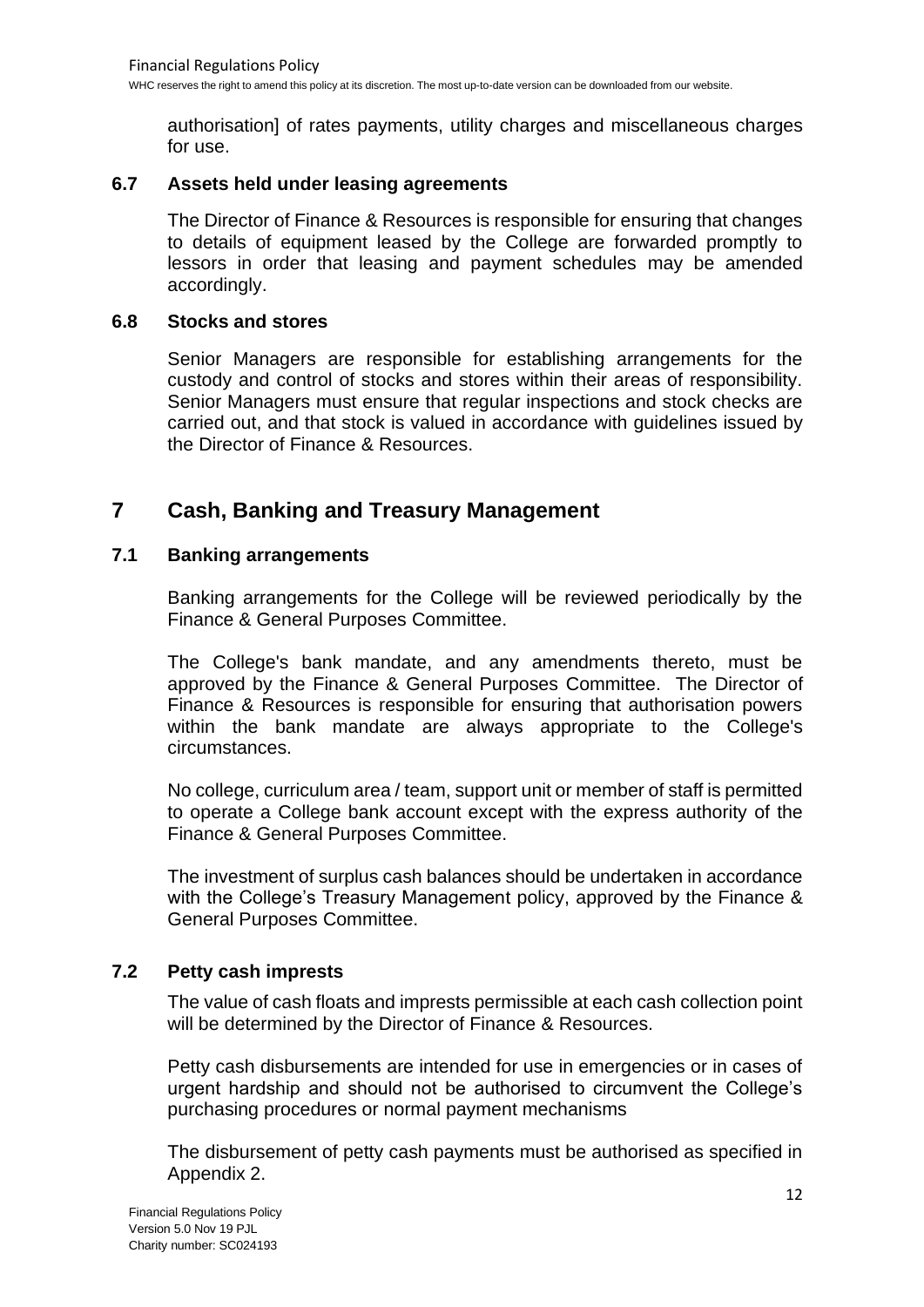authorisation] of rates payments, utility charges and miscellaneous charges for use.

### 6.7 Assets held under leasing agreements

The Director of Finance & Resources is responsible for ensuring that changes to details of equipment leased by the College are forwarded promptly to lessors in order that leasing and payment schedules may be amended accordingly.

### 6.8 Stocks and stores

Senior Managers are responsible for establishing arrangements for the custody and control of stocks and stores within their areas of responsibility. Senior Managers must ensure that regular inspections and stock checks are carried out, and that stock is valued in accordance with guidelines issued by the Director of Finance & Resources.

## 7 Cash, Banking and Treasury Management

### 7.1 Banking arrangements

Banking arrangements for the College will be reviewed periodically by the Finance & General Purposes Committee.

The College's bank mandate, and any amendments thereto, must be approved by the Finance & General Purposes Committee. The Director of Finance & Resources is responsible for ensuring that authorisation powers within the bank mandate are always appropriate to the College's circumstances.

No college, curriculum area / team, support unit or member of staff is permitted to operate a College bank account except with the express authority of the Finance & General Purposes Committee.

The investment of surplus cash balances should be undertaken in accordance with the College's Treasury Management policy, approved by the Finance & General Purposes Committee.

### 7.2 Petty cash imprests

The value of cash floats and imprests permissible at each cash collection point will be determined by the Director of Finance & Resources.

Petty cash disbursements are intended for use in emergencies or in cases of urgent hardship and should not be authorised to circumvent the College's purchasing procedures or normal payment mechanisms

The disbursement of petty cash payments must be authorised as specified in Appendix 2.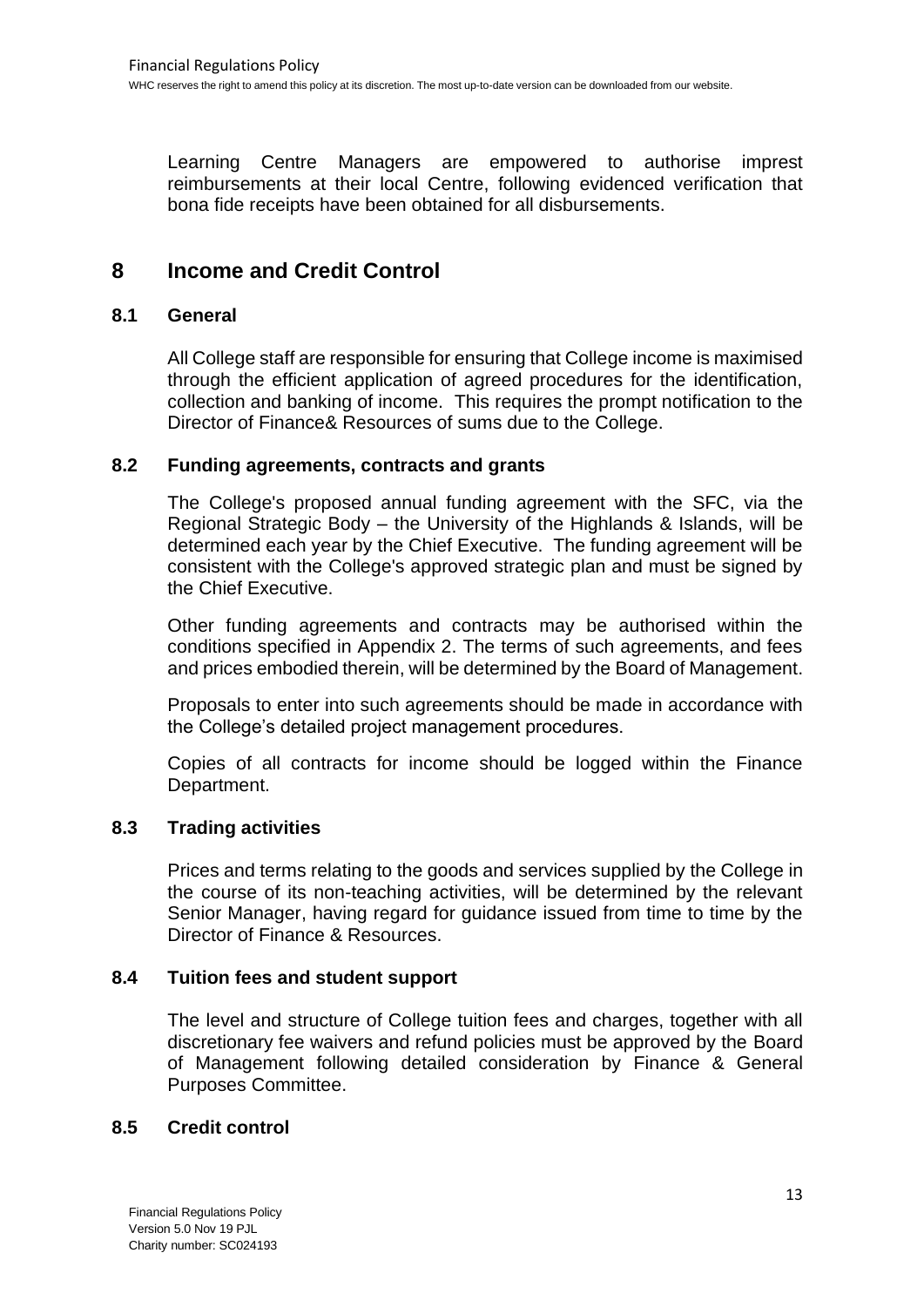Learning Centre Managers are empowered to authorise imprest reimbursements at their local Centre, following evidenced verification that bona fide receipts have been obtained for all disbursements.

# 8 Income and Credit Control

## 8.1 General

All College staff are responsible for ensuring that College income is maximised through the efficient application of agreed procedures for the identification, collection and banking of income. This requires the prompt notification to the Director of Finance& Resources of sums due to the College.

## 8.2 Funding agreements, contracts and grants

The College's proposed annual funding agreement with the SFC, via the Regional Strategic Body – the University of the Highlands & Islands, will be determined each year by the Chief Executive. The funding agreement will be consistent with the College's approved strategic plan and must be signed by the Chief Executive.

Other funding agreements and contracts may be authorised within the conditions specified in Appendix 2. The terms of such agreements, and fees and prices embodied therein, will be determined by the Board of Management.

Proposals to enter into such agreements should be made in accordance with the College's detailed project management procedures.

Copies of all contracts for income should be logged within the Finance Department.

## 8.3 Trading activities

Prices and terms relating to the goods and services supplied by the College in the course of its non-teaching activities, will be determined by the relevant Senior Manager, having regard for guidance issued from time to time by the Director of Finance & Resources.

## 8.4 Tuition fees and student support

The level and structure of College tuition fees and charges, together with all discretionary fee waivers and refund policies must be approved by the Board of Management following detailed consideration by Finance & General Purposes Committee.

## 8.5 Credit control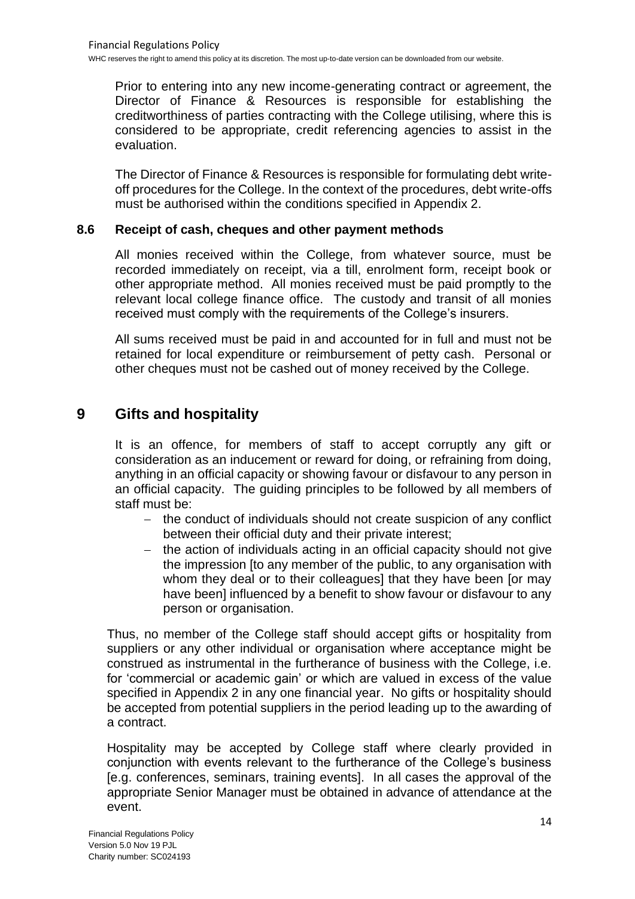Prior to entering into any new income-generating contract or agreement, the Director of Finance & Resources is responsible for establishing the creditworthiness of parties contracting with the College utilising, where this is considered to be appropriate, credit referencing agencies to assist in the evaluation.

The Director of Finance & Resources is responsible for formulating debt write-off procedures for the College. In the context of the procedures, debt write-offs must be authorised within the conditions specified in Appendix 2.

### 8.6 Receipt of cash, cheques and other payment methods

All monies received within the College, from whatever source, must be recorded immediately on receipt, via a till, enrolment form, receipt book or other appropriate method. All monies received must be paid promptly to the relevant local college finance office. The custody and transit of all monies received must comply with the requirements of the College's insurers.

All sums received must be paid in and accounted for in full and must not be retained for local expenditure or reimbursement of petty cash. Personal or other cheques must not be cashed out of money received by the College.

## 9 Gifts and hospitality

It is an offence, for members of staff to accept corruptly any gift or consideration as an inducement or reward for doing, or refraining from doing, anything in an official capacity or showing favour or disfavour to any person in an official capacity. The guiding principles to be followed by all members of staff must be:

- the conduct of individuals should not create suspicion of any conflict between their official duty and their private interest;
- the action of individuals acting in an official capacity should not give the impression [to any member of the public, to any organisation with whom they deal or to their colleagues] that they have been [or may have been] influenced by a benefit to show favour or disfavour to any person or organisation.

Thus, no member of the College staff should accept gifts or hospitality from suppliers or any other individual or organisation where acceptance might be construed as instrumental in the furtherance of business with the College, i.e. for 'commercial or academic gain' or which are valued in excess of the value specified in Appendix 2 in any one financial year. No gifts or hospitality should be accepted from potential suppliers in the period leading up to the awarding of a contract.

Hospitality may be accepted by College staff where clearly provided in conjunction with events relevant to the furtherance of the College's business [e.g. conferences, seminars, training events]. In all cases the approval of the appropriate Senior Manager must be obtained in advance of attendance at the event.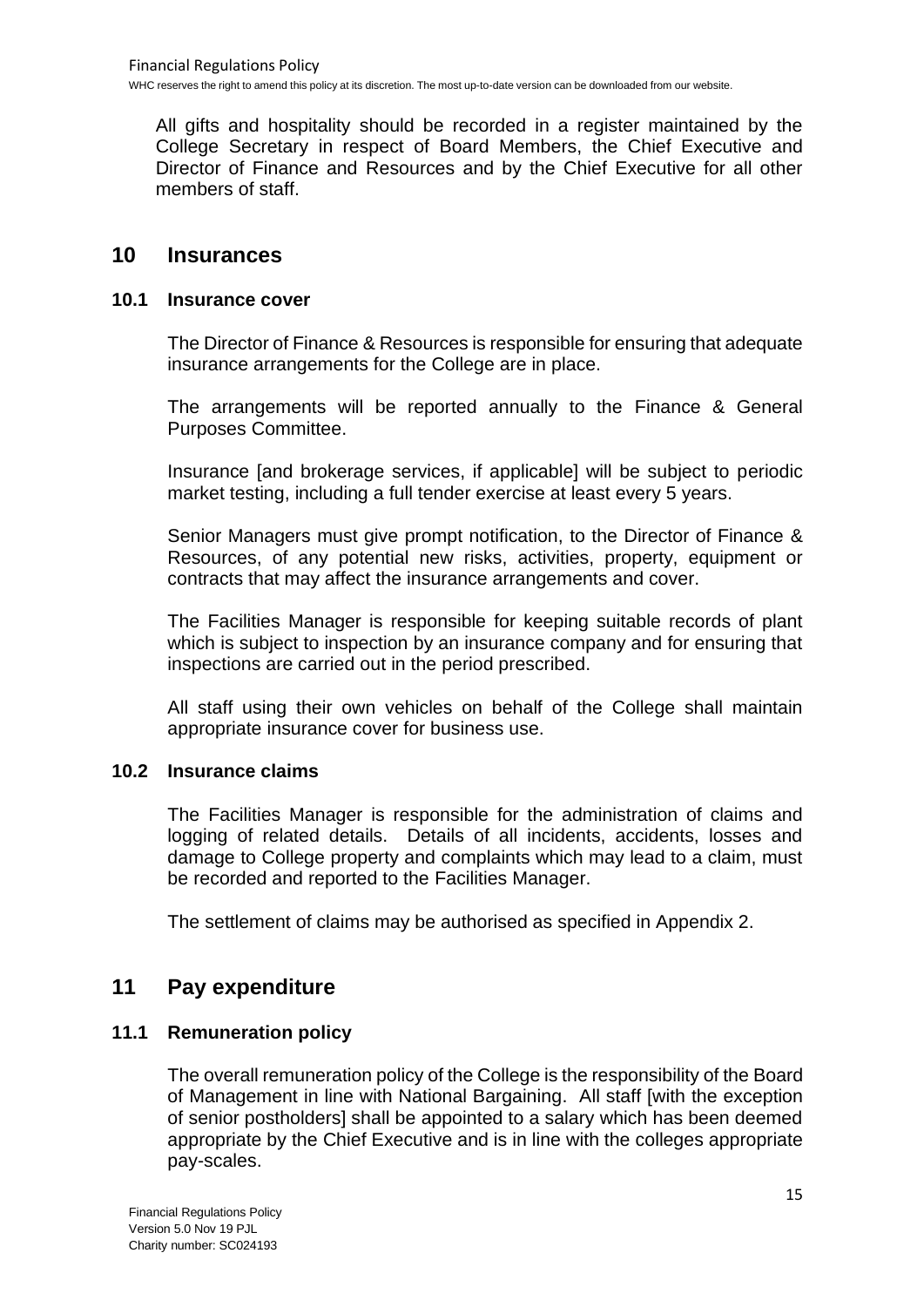All gifts and hospitality should be recorded in a register maintained by the College Secretary in respect of Board Members, the Chief Executive and Director of Finance and Resources and by the Chief Executive for all other members of staff.

## 10 Insurances

### 10.1 Insurance cover

The Director of Finance & Resources is responsible for ensuring that adequate insurance arrangements for the College are in place.

The arrangements will be reported annually to the Finance & General Purposes Committee.

Insurance [and brokerage services, if applicable] will be subject to periodic market testing, including a full tender exercise at least every 5 years.

Senior Managers must give prompt notification, to the Director of Finance & Resources, of any potential new risks, activities, property, equipment or contracts that may affect the insurance arrangements and cover.

The Facilities Manager is responsible for keeping suitable records of plant which is subject to inspection by an insurance company and for ensuring that inspections are carried out in the period prescribed.

All staff using their own vehicles on behalf of the College shall maintain appropriate insurance cover for business use.

### 10.2 Insurance claims

The Facilities Manager is responsible for the administration of claims and logging of related details. Details of all incidents, accidents, losses and damage to College property and complaints which may lead to a claim, must be recorded and reported to the Facilities Manager.

The settlement of claims may be authorised as specified in Appendix 2.

## 11 Pay expenditure

### 11.1 Remuneration policy

The overall remuneration policy of the College is the responsibility of the Board of Management in line with National Bargaining. All staff [with the exception of senior postholders] shall be appointed to a salary which has been deemed appropriate by the Chief Executive and is in line with the colleges appropriate pay-scales.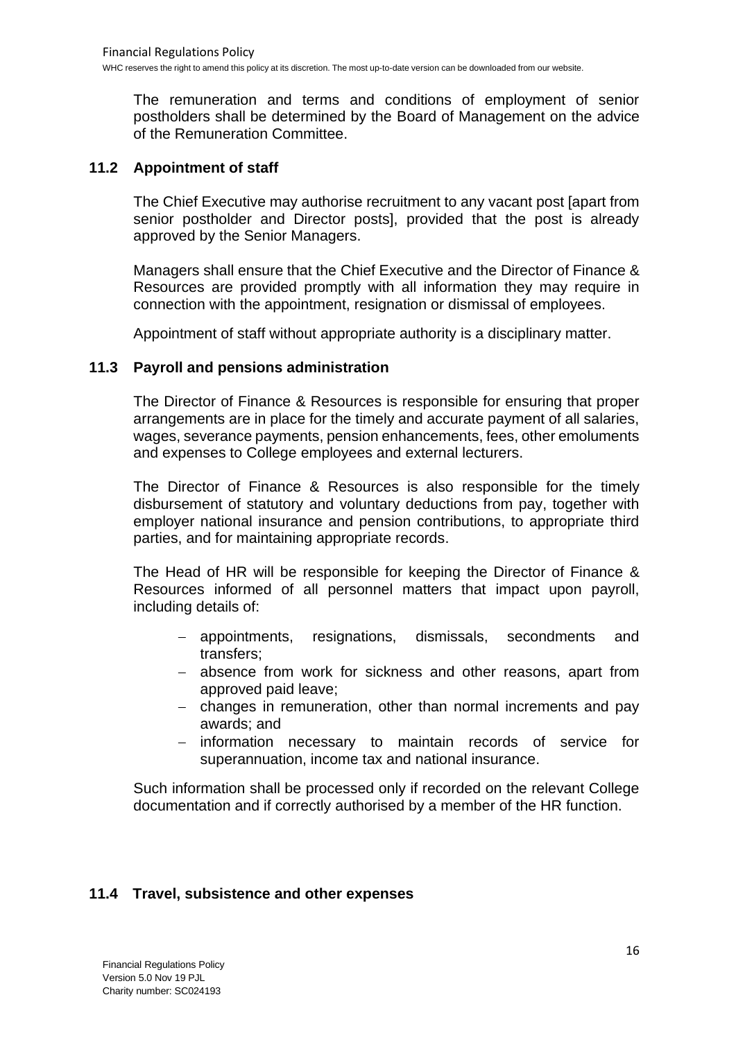The remuneration and terms and conditions of employment of senior postholders shall be determined by the Board of Management on the advice of the Remuneration Committee.

### 11.2 Appointment of staff

The Chief Executive may authorise recruitment to any vacant post [apart from senior postholder and Director posts], provided that the post is already approved by the Senior Managers.

Managers shall ensure that the Chief Executive and the Director of Finance & Resources are provided promptly with all information they may require in connection with the appointment, resignation or dismissal of employees.

Appointment of staff without appropriate authority is a disciplinary matter.

### 11.3 Payroll and pensions administration

The Director of Finance & Resources is responsible for ensuring that proper arrangements are in place for the timely and accurate payment of all salaries, wages, severance payments, pension enhancements, fees, other emoluments and expenses to College employees and external lecturers.

The Director of Finance & Resources is also responsible for the timely disbursement of statutory and voluntary deductions from pay, together with employer national insurance and pension contributions, to appropriate third parties, and for maintaining appropriate records.

The Head of HR will be responsible for keeping the Director of Finance & Resources informed of all personnel matters that impact upon payroll, including details of:

- appointments, resignations, dismissals, secondments and transfers;
- absence from work for sickness and other reasons, apart from approved paid leave;
- changes in remuneration, other than normal increments and pay awards; and
- information necessary to maintain records of service for superannuation, income tax and national insurance.

Such information shall be processed only if recorded on the relevant College documentation and if correctly authorised by a member of the HR function.

### 11.4 Travel, subsistence and other expenses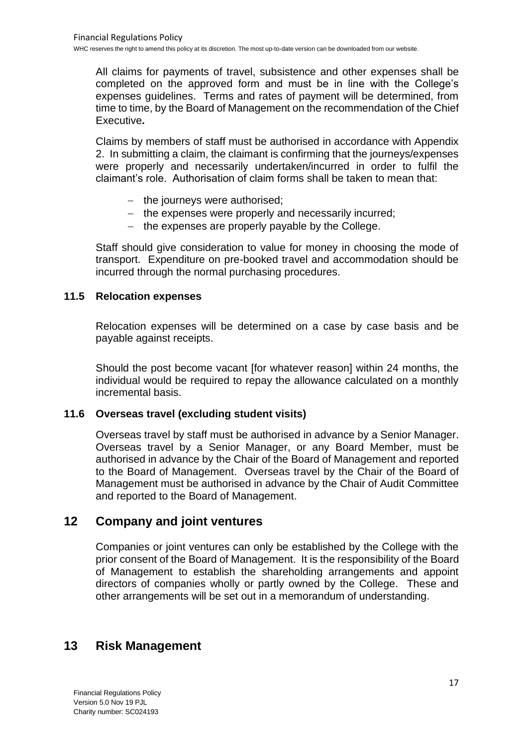All claims for payments of travel, subsistence and other expenses shall be completed on the approved form and must be in line with the College's expenses guidelines. Terms and rates of payment will be determined, from time to time, by the Board of Management on the recommendation of the Chief Executive**.**

Claims by members of staff must be authorised in accordance with Appendix 2. In submitting a claim, the claimant is confirming that the journeys/expenses were properly and necessarily undertaken/incurred in order to fulfil the claimant's role. Authorisation of claim forms shall be taken to mean that:

- the journeys were authorised;
- the expenses were properly and necessarily incurred;
- the expenses are properly payable by the College.

Staff should give consideration to value for money in choosing the mode of transport. Expenditure on pre-booked travel and accommodation should be incurred through the normal purchasing procedures.

### 11.5 Relocation expenses

Relocation expenses will be determined on a case by case basis and be payable against receipts.

Should the post become vacant [for whatever reason] within 24 months, the individual would be required to repay the allowance calculated on a monthly incremental basis.

### 11.6 Overseas travel (excluding student visits)

Overseas travel by staff must be authorised in advance by a Senior Manager. Overseas travel by a Senior Manager, or any Board Member, must be authorised in advance by the Chair of the Board of Management and reported to the Board of Management. Overseas travel by the Chair of the Board of Management must be authorised in advance by the Chair of Audit Committee and reported to the Board of Management.

## 12 Company and joint ventures

Companies or joint ventures can only be established by the College with the prior consent of the Board of Management. It is the responsibility of the Board of Management to establish the shareholding arrangements and appoint directors of companies wholly or partly owned by the College. These and other arrangements will be set out in a memorandum of understanding.

## 13 Risk Management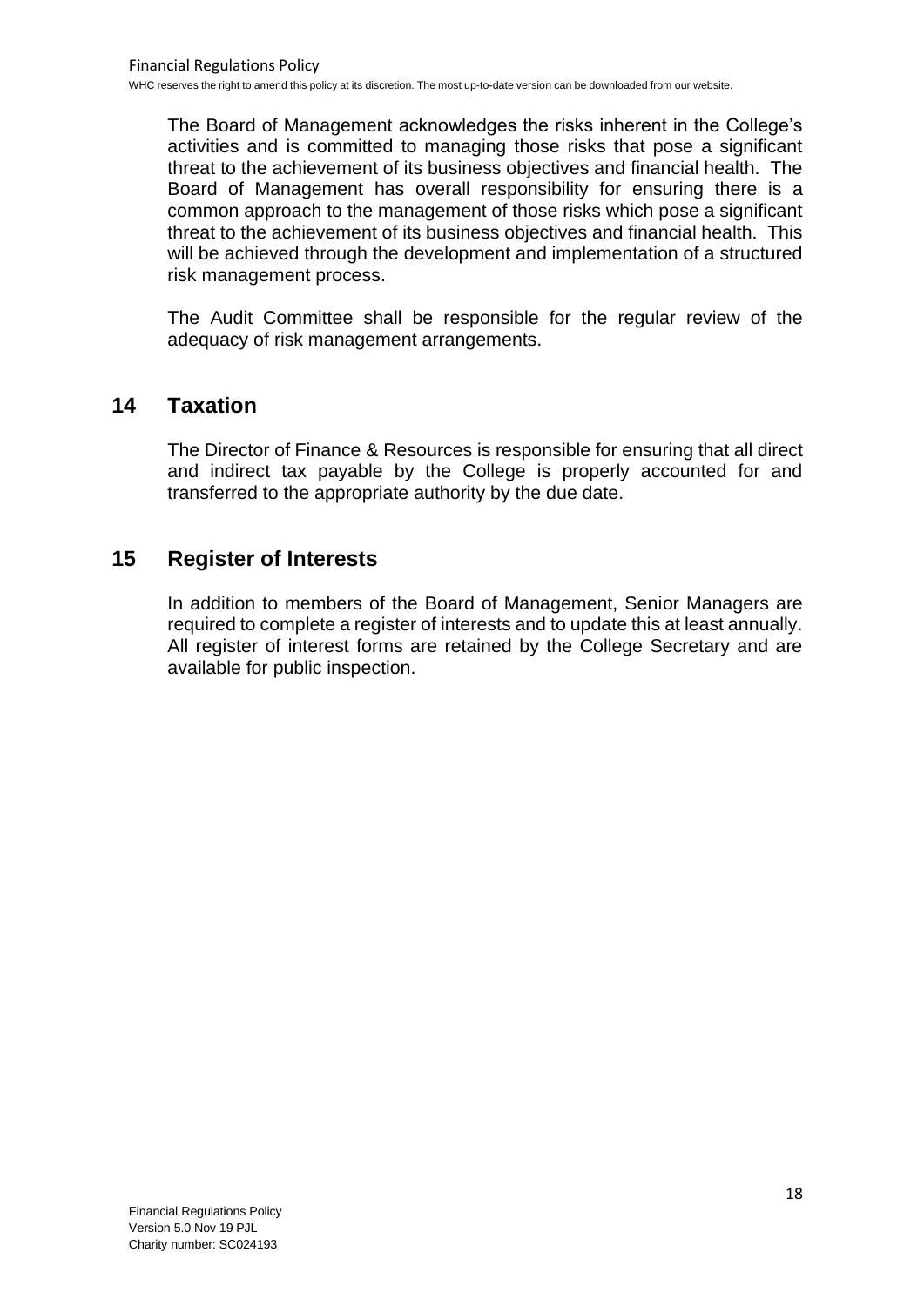The Board of Management acknowledges the risks inherent in the College's activities and is committed to managing those risks that pose a significant threat to the achievement of its business objectives and financial health. The Board of Management has overall responsibility for ensuring there is a common approach to the management of those risks which pose a significant threat to the achievement of its business objectives and financial health. This will be achieved through the development and implementation of a structured risk management process.

The Audit Committee shall be responsible for the regular review of the adequacy of risk management arrangements.

## 14 Taxation

The Director of Finance & Resources is responsible for ensuring that all direct and indirect tax payable by the College is properly accounted for and transferred to the appropriate authority by the due date.

## 15 Register of Interests

In addition to members of the Board of Management, Senior Managers are required to complete a register of interests and to update this at least annually. All register of interest forms are retained by the College Secretary and are available for public inspection.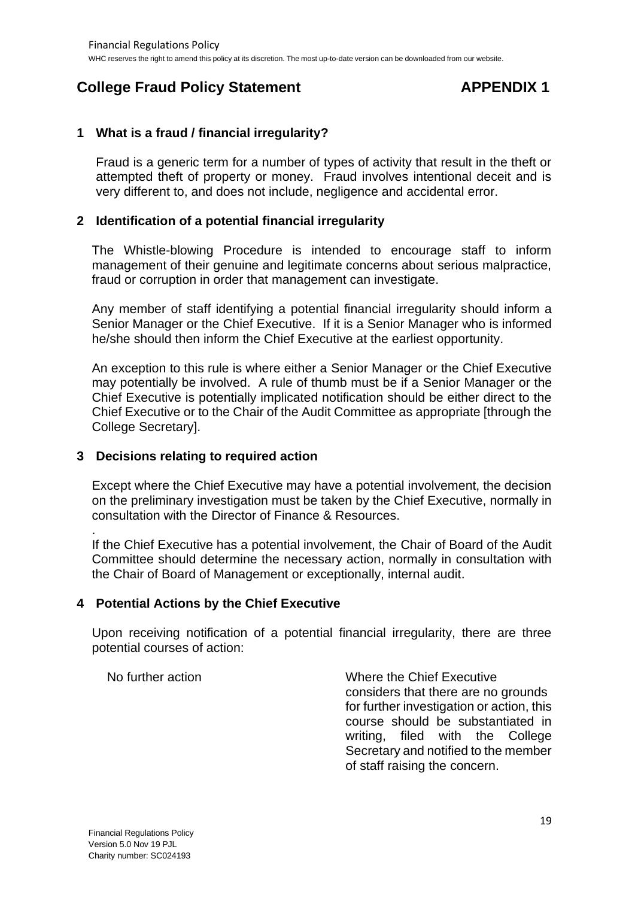# College Fraud Policy Statement APPENDIX 1

## 1 What is a fraud / financial irregularity?

Fraud is a generic term for a number of types of activity that result in the theft or attempted theft of property or money. Fraud involves intentional deceit and is very different to, and does not include, negligence and accidental error.

## 2 Identification of a potential financial irregularity

The Whistle-blowing Procedure is intended to encourage staff to inform management of their genuine and legitimate concerns about serious malpractice, fraud or corruption in order that management can investigate.

Any member of staff identifying a potential financial irregularity should inform a Senior Manager or the Chief Executive. If it is a Senior Manager who is informed he/she should then inform the Chief Executive at the earliest opportunity.

An exception to this rule is where either a Senior Manager or the Chief Executive may potentially be involved. A rule of thumb must be if a Senior Manager or the Chief Executive is potentially implicated notification should be either direct to the Chief Executive or to the Chair of the Audit Committee as appropriate [through the College Secretary].

## 3 Decisions relating to required action

Except where the Chief Executive may have a potential involvement, the decision on the preliminary investigation must be taken by the Chief Executive, normally in consultation with the Director of Finance & Resources.

If the Chief Executive has a potential involvement, the Chair of Board of the Audit Committee should determine the necessary action, normally in consultation with the Chair of Board of Management or exceptionally, internal audit.

## 4 Potential Actions by the Chief Executive

Upon receiving notification of a potential financial irregularity, there are three potential courses of action:

| | |
|---|---|
| No further action | Where the Chief Executive considers that there are no grounds for further investigation or action, this course should be substantiated in writing, filed with the College Secretary and notified to the member of staff raising the concern. |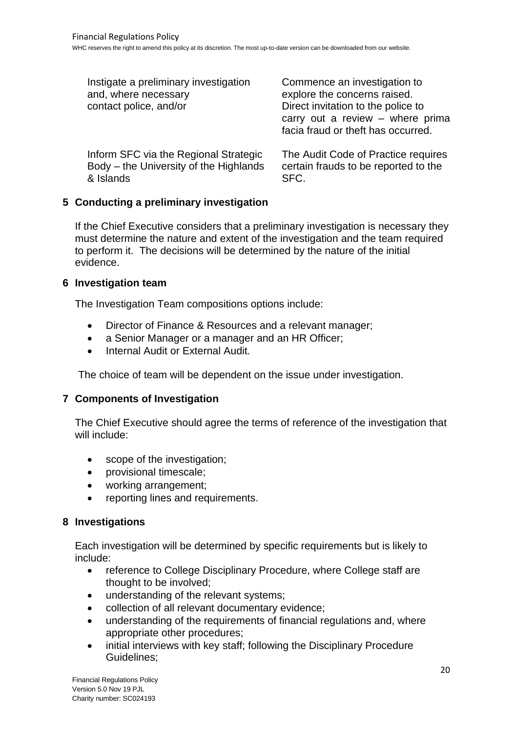| | |
|---|---|
| Instigate a preliminary investigation and, where necessary contact police, and/or | Commence an investigation to explore the concerns raised. Direct invitation to the police to carry out a review – where prima facia fraud or theft has occurred. |
| Inform SFC via the Regional Strategic Body – the University of the Highlands & Islands | The Audit Code of Practice requires certain frauds to be reported to the SFC. |

## 5 Conducting a preliminary investigation

If the Chief Executive considers that a preliminary investigation is necessary they must determine the nature and extent of the investigation and the team required to perform it. The decisions will be determined by the nature of the initial evidence.

## 6 Investigation team

The Investigation Team compositions options include:

- Director of Finance & Resources and a relevant manager;
- a Senior Manager or a manager and an HR Officer;
- Internal Audit or External Audit.

The choice of team will be dependent on the issue under investigation.

## 7 Components of Investigation

The Chief Executive should agree the terms of reference of the investigation that will include:

- scope of the investigation;
- provisional timescale;
- working arrangement;
- reporting lines and requirements.

## 8 Investigations

Each investigation will be determined by specific requirements but is likely to include:

- reference to College Disciplinary Procedure, where College staff are thought to be involved;
- understanding of the relevant systems;
- collection of all relevant documentary evidence;
- understanding of the requirements of financial regulations and, where appropriate other procedures;
- initial interviews with key staff; following the Disciplinary Procedure Guidelines;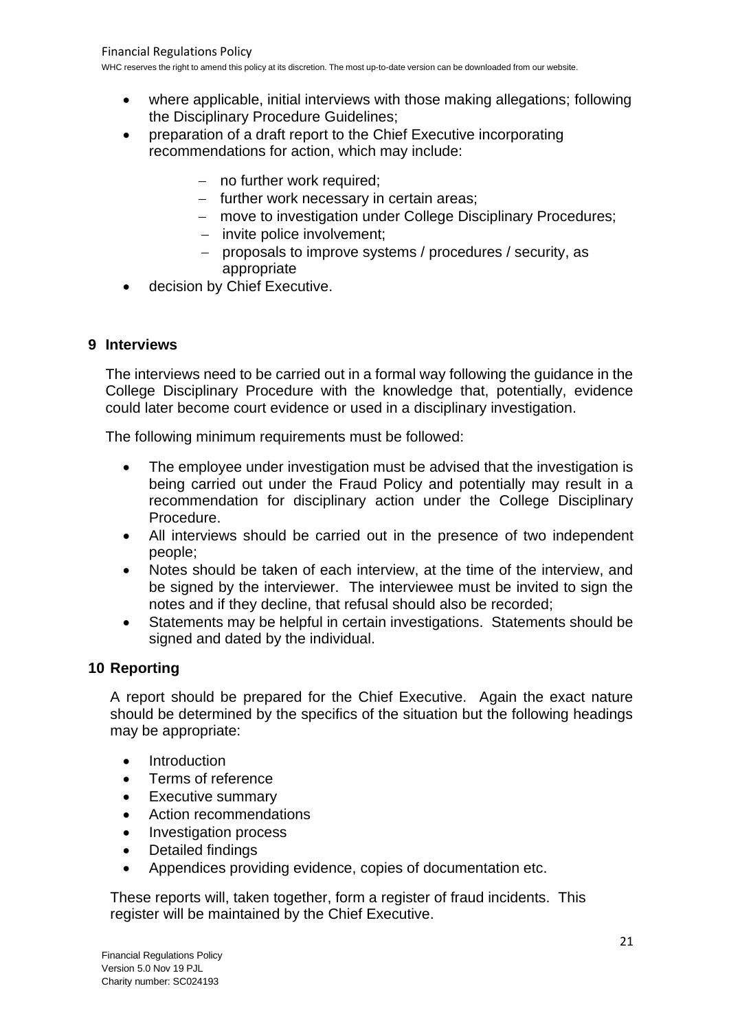- where applicable, initial interviews with those making allegations; following the Disciplinary Procedure Guidelines;
- preparation of a draft report to the Chief Executive incorporating recommendations for action, which may include:
  - no further work required;
  - further work necessary in certain areas;
  - move to investigation under College Disciplinary Procedures;
  - invite police involvement;
  - proposals to improve systems / procedures / security, as appropriate
- decision by Chief Executive.

## 9 Interviews

The interviews need to be carried out in a formal way following the guidance in the College Disciplinary Procedure with the knowledge that, potentially, evidence could later become court evidence or used in a disciplinary investigation.

The following minimum requirements must be followed:

- The employee under investigation must be advised that the investigation is being carried out under the Fraud Policy and potentially may result in a recommendation for disciplinary action under the College Disciplinary Procedure.
- All interviews should be carried out in the presence of two independent people;
- Notes should be taken of each interview, at the time of the interview, and be signed by the interviewer. The interviewee must be invited to sign the notes and if they decline, that refusal should also be recorded;
- Statements may be helpful in certain investigations. Statements should be signed and dated by the individual.

## 10 Reporting

A report should be prepared for the Chief Executive. Again the exact nature should be determined by the specifics of the situation but the following headings may be appropriate:

- Introduction
- Terms of reference
- Executive summary
- Action recommendations
- Investigation process
- Detailed findings
- Appendices providing evidence, copies of documentation etc.

These reports will, taken together, form a register of fraud incidents. This register will be maintained by the Chief Executive.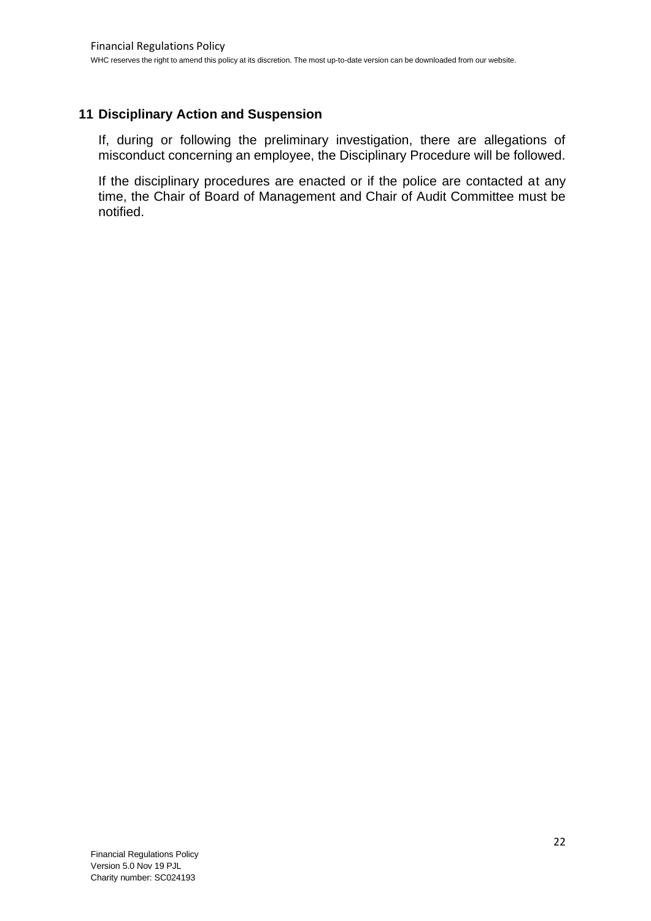## 11 Disciplinary Action and Suspension

If, during or following the preliminary investigation, there are allegations of misconduct concerning an employee, the Disciplinary Procedure will be followed.

If the disciplinary procedures are enacted or if the police are contacted at any time, the Chair of Board of Management and Chair of Audit Committee must be notified.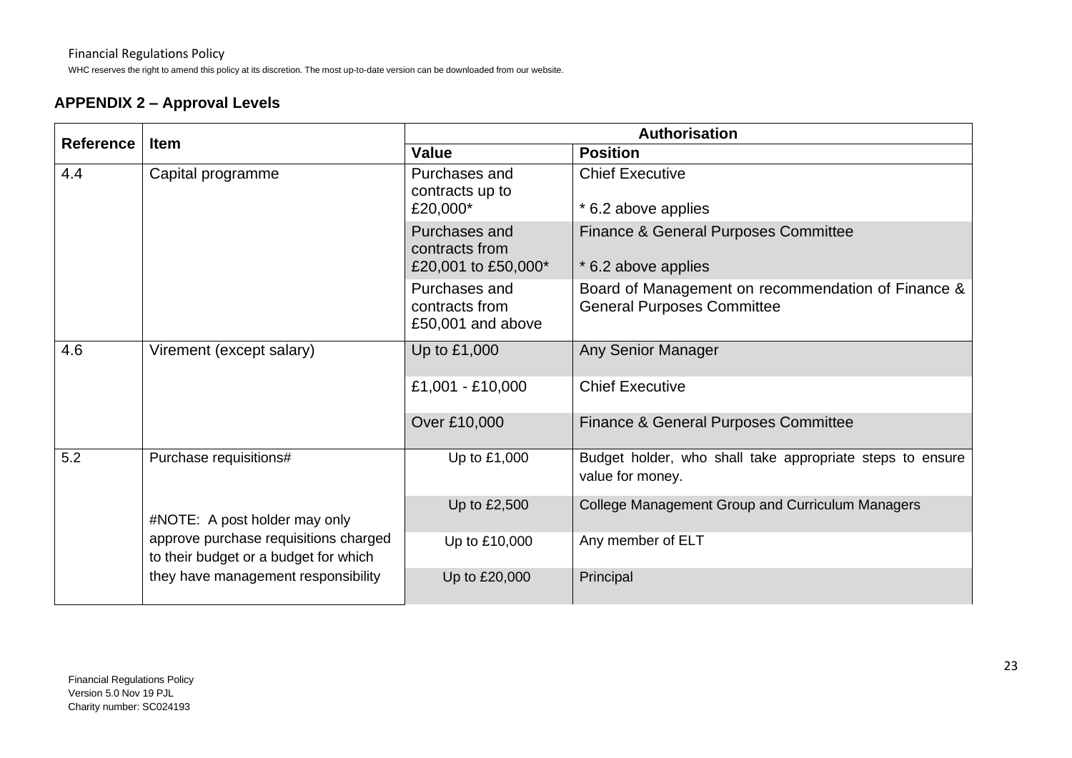## APPENDIX 2 – Approval Levels

| Reference | Item | Authorisation | |
|---|---|---|---|
| | | **Value** | **Position** |
| 4.4 | Capital programme | Purchases and contracts up to £20,000* | Chief Executive<br><br>* 6.2 above applies |
| | | Purchases and contracts from £20,001 to £50,000* | Finance & General Purposes Committee<br><br>* 6.2 above applies |
| | | Purchases and contracts from £50,001 and above | Board of Management on recommendation of Finance & General Purposes Committee |
| 4.6 | Virement (except salary) | Up to £1,000 | Any Senior Manager |
| | | £1,001 - £10,000 | Chief Executive |
| | | Over £10,000 | Finance & General Purposes Committee |
| 5.2 | Purchase requisitions#<br><br>#NOTE: A post holder may only approve purchase requisitions charged to their budget or a budget for which they have management responsibility | Up to £1,000 | Budget holder, who shall take appropriate steps to ensure value for money. |
| | | Up to £2,500 | College Management Group and Curriculum Managers |
| | | Up to £10,000 | Any member of ELT |
| | | Up to £20,000 | Principal |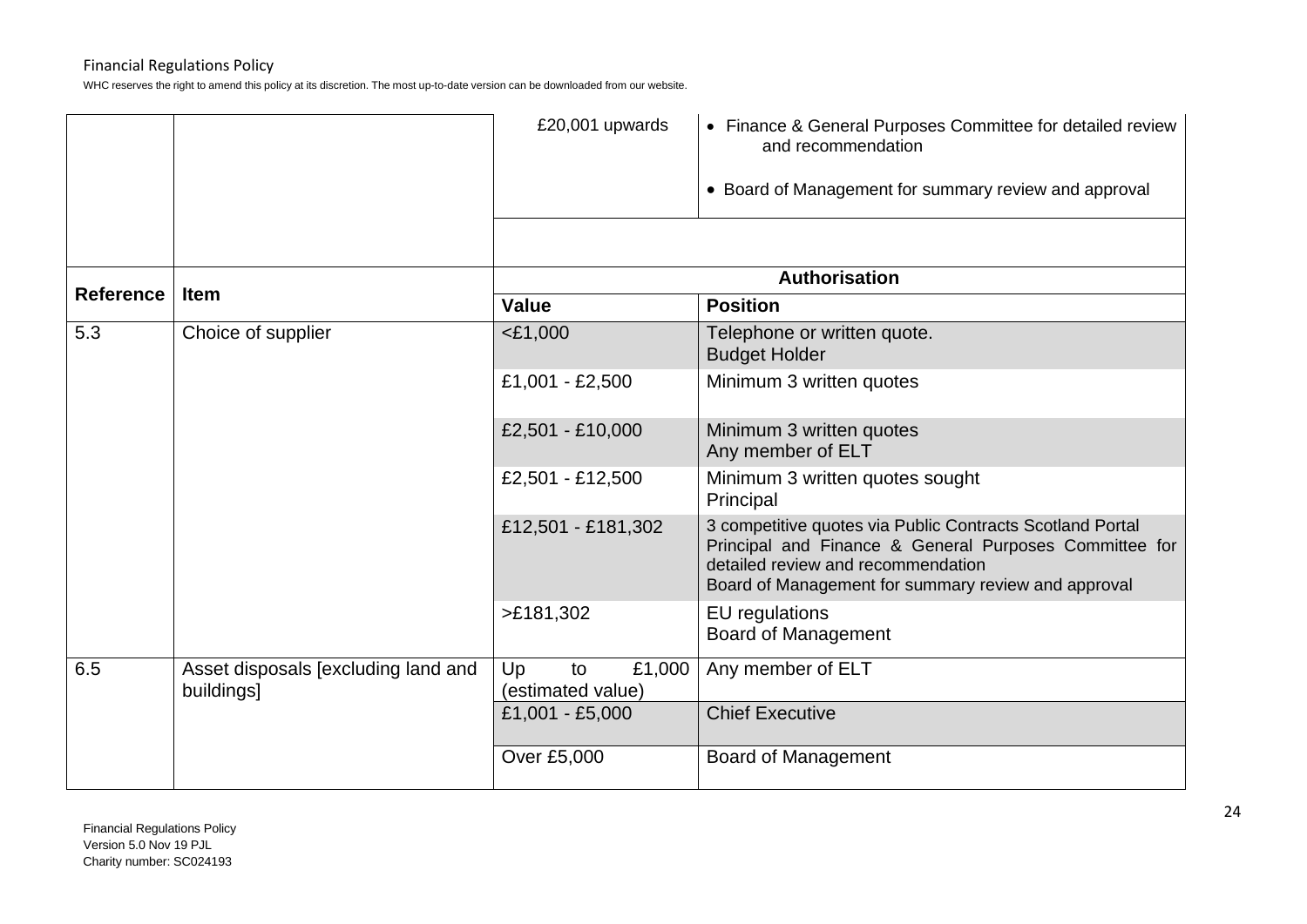| | | £20,001 upwards | • Finance & General Purposes Committee for detailed review and recommendation<br>• Board of Management for summary review and approval |
|---|---|---|---|
| | | | |

| Reference | Item | Authorisation | |
|---|---|---|---|
| | | **Value** | **Position** |
| 5.3 | Choice of supplier | <£1,000 | Telephone or written quote.<br>Budget Holder |
| | | £1,001 - £2,500 | Minimum 3 written quotes |
| | | £2,501 - £10,000 | Minimum 3 written quotes<br>Any member of ELT |
| | | £2,501 - £12,500 | Minimum 3 written quotes sought<br>Principal |
| | | £12,501 - £181,302 | 3 competitive quotes via Public Contracts Scotland Portal<br>Principal and Finance & General Purposes Committee for detailed review and recommendation<br>Board of Management for summary review and approval |
| | | >£181,302 | EU regulations<br>Board of Management |
| 6.5 | Asset disposals [excluding land and buildings] | Up to £1,000 (estimated value) | Any member of ELT |
| | | £1,001 - £5,000 | Chief Executive |
| | | Over £5,000 | Board of Management |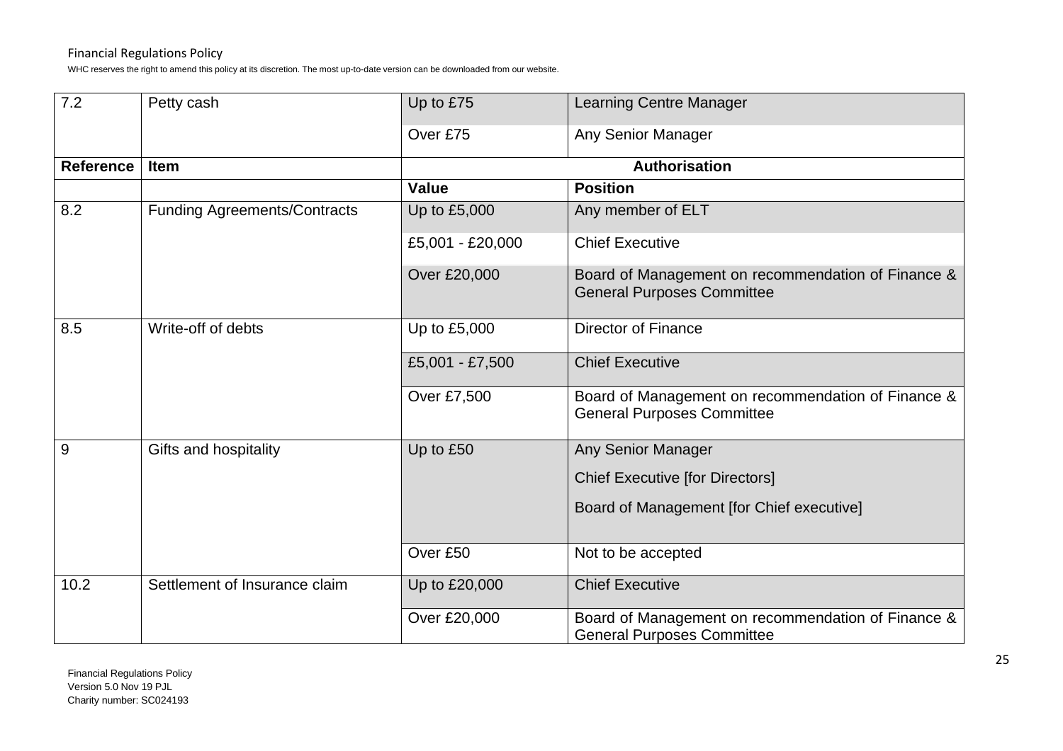| 7.2 | Petty cash | Up to £75 | Learning Centre Manager |
|---|---|---|---|
| | | Over £75 | Any Senior Manager |
| **Reference** | **Item** | **Authorisation** | |
| | | **Value** | **Position** |
| 8.2 | Funding Agreements/Contracts | Up to £5,000 | Any member of ELT |
| | | £5,001 - £20,000 | Chief Executive |
| | | Over £20,000 | Board of Management on recommendation of Finance & General Purposes Committee |
| 8.5 | Write-off of debts | Up to £5,000 | Director of Finance |
| | | £5,001 - £7,500 | Chief Executive |
| | | Over £7,500 | Board of Management on recommendation of Finance & General Purposes Committee |
| 9 | Gifts and hospitality | Up to £50 | Any Senior Manager<br>Chief Executive [for Directors]<br>Board of Management [for Chief executive] |
| | | Over £50 | Not to be accepted |
| 10.2 | Settlement of Insurance claim | Up to £20,000 | Chief Executive |
| | | Over £20,000 | Board of Management on recommendation of Finance & General Purposes Committee |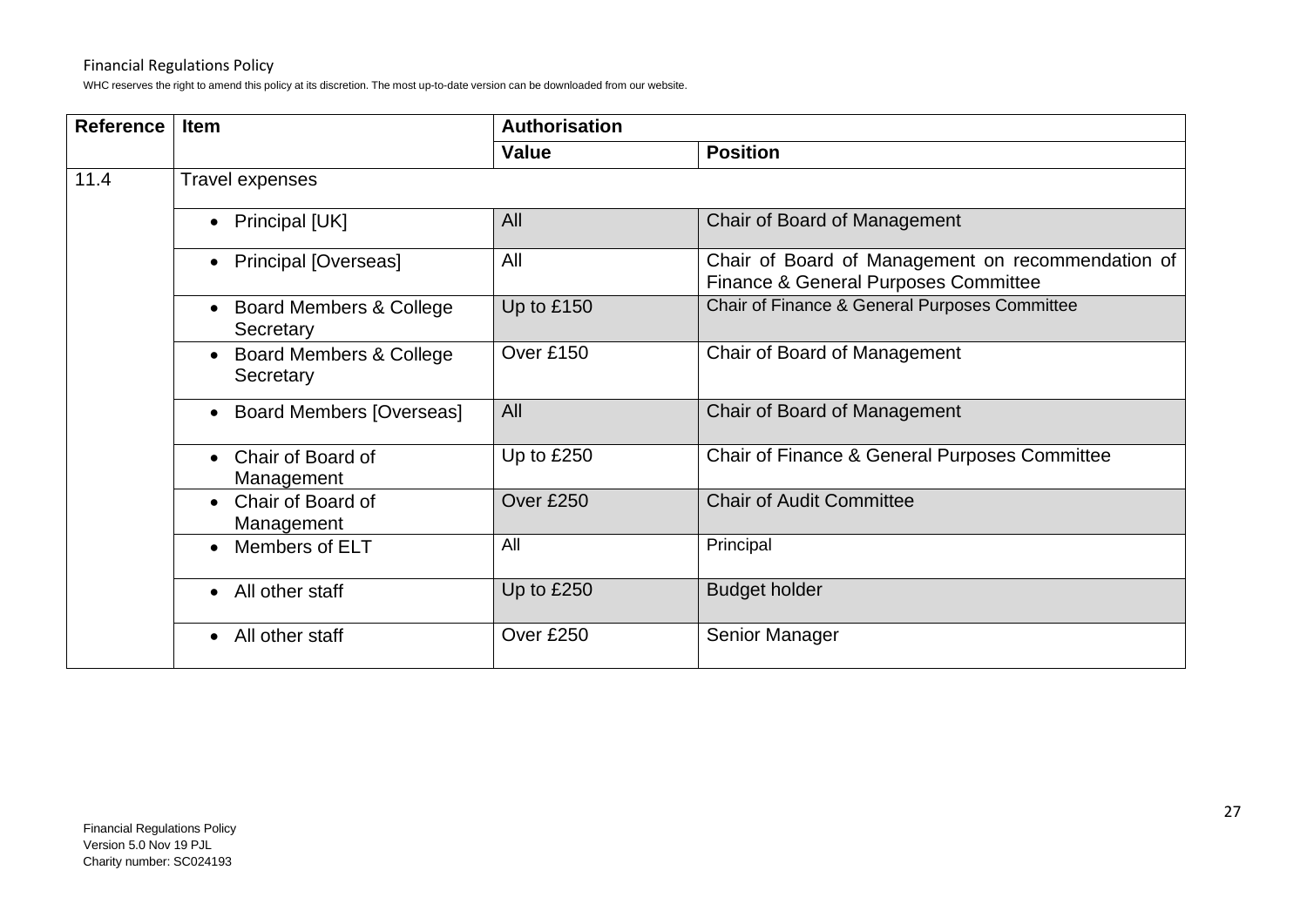| Reference | Item | Authorisation | |
|---|---|---|---|
| | | **Value** | **Position** |
| 11.4 | Travel expenses | | |
| | • Principal [UK] | All | Chair of Board of Management |
| | • Principal [Overseas] | All | Chair of Board of Management on recommendation of Finance & General Purposes Committee |
| | • Board Members & College Secretary | Up to £150 | Chair of Finance & General Purposes Committee |
| | • Board Members & College Secretary | Over £150 | Chair of Board of Management |
| | • Board Members [Overseas] | All | Chair of Board of Management |
| | • Chair of Board of Management | Up to £250 | Chair of Finance & General Purposes Committee |
| | • Chair of Board of Management | Over £250 | Chair of Audit Committee |
| | • Members of ELT | All | Principal |
| | • All other staff | Up to £250 | Budget holder |
| | • All other staff | Over £250 | Senior Manager |